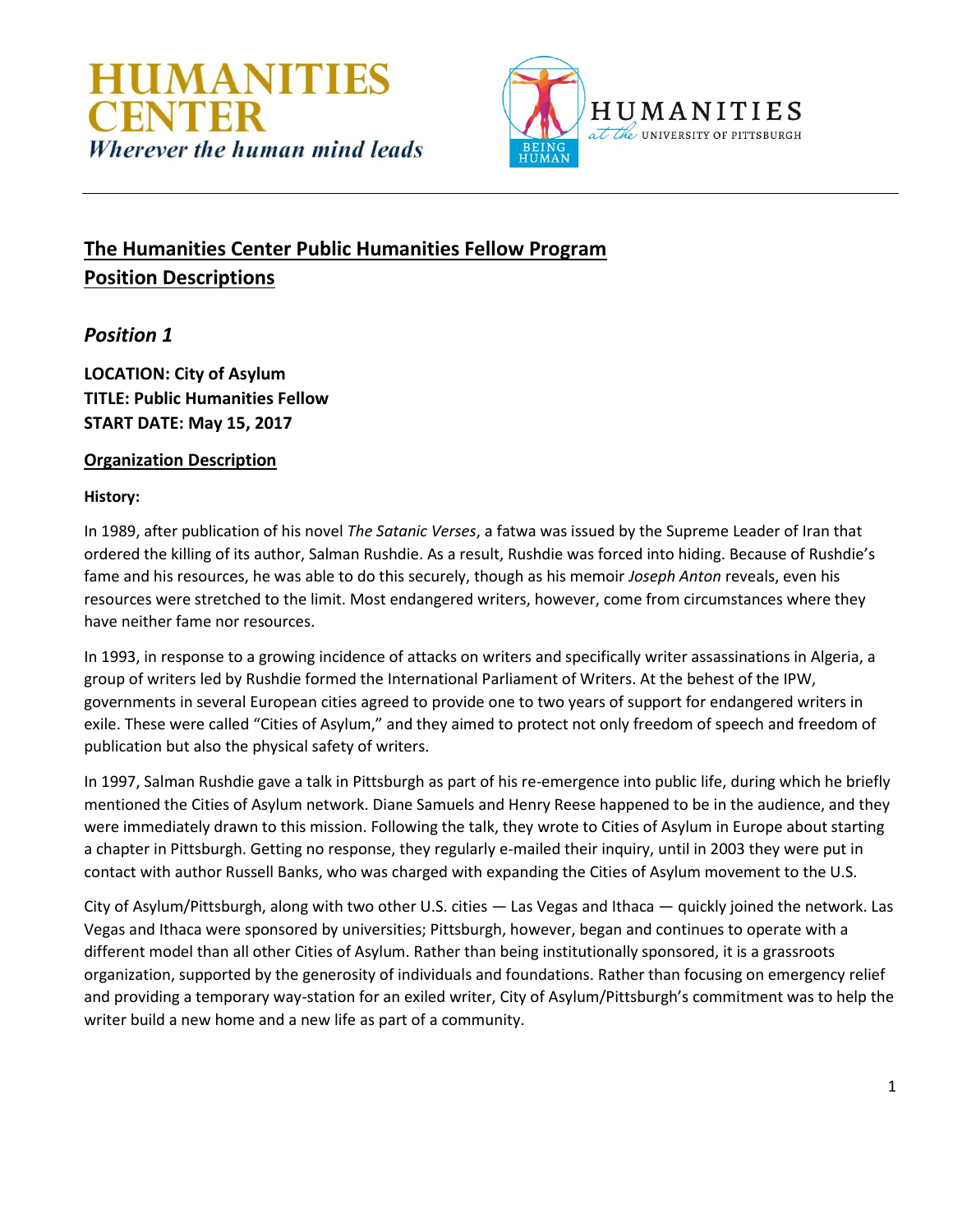**HUMANITIES CENTER**
*Wherever the human mind leads*

HUMANITIES at the UNIVERSITY OF PITTSBURGH

# The Humanities Center Public Humanities Fellow Program
# Position Descriptions

## *Position 1*

**LOCATION: City of Asylum**
**TITLE: Public Humanities Fellow**
**START DATE: May 15, 2017**

### Organization Description

**History:**

In 1989, after publication of his novel *The Satanic Verses*, a fatwa was issued by the Supreme Leader of Iran that ordered the killing of its author, Salman Rushdie. As a result, Rushdie was forced into hiding. Because of Rushdie's fame and his resources, he was able to do this securely, though as his memoir *Joseph Anton* reveals, even his resources were stretched to the limit. Most endangered writers, however, come from circumstances where they have neither fame nor resources.

In 1993, in response to a growing incidence of attacks on writers and specifically writer assassinations in Algeria, a group of writers led by Rushdie formed the International Parliament of Writers. At the behest of the IPW, governments in several European cities agreed to provide one to two years of support for endangered writers in exile. These were called "Cities of Asylum," and they aimed to protect not only freedom of speech and freedom of publication but also the physical safety of writers.

In 1997, Salman Rushdie gave a talk in Pittsburgh as part of his re-emergence into public life, during which he briefly mentioned the Cities of Asylum network. Diane Samuels and Henry Reese happened to be in the audience, and they were immediately drawn to this mission. Following the talk, they wrote to Cities of Asylum in Europe about starting a chapter in Pittsburgh. Getting no response, they regularly e-mailed their inquiry, until in 2003 they were put in contact with author Russell Banks, who was charged with expanding the Cities of Asylum movement to the U.S.

City of Asylum/Pittsburgh, along with two other U.S. cities — Las Vegas and Ithaca — quickly joined the network. Las Vegas and Ithaca were sponsored by universities; Pittsburgh, however, began and continues to operate with a different model than all other Cities of Asylum. Rather than being institutionally sponsored, it is a grassroots organization, supported by the generosity of individuals and foundations. Rather than focusing on emergency relief and providing a temporary way-station for an exiled writer, City of Asylum/Pittsburgh's commitment was to help the writer build a new home and a new life as part of a community.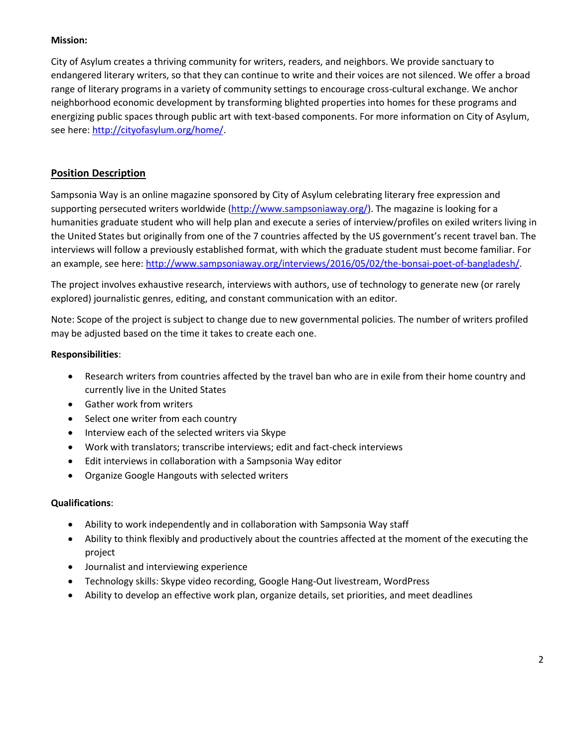**Mission:**

City of Asylum creates a thriving community for writers, readers, and neighbors. We provide sanctuary to endangered literary writers, so that they can continue to write and their voices are not silenced. We offer a broad range of literary programs in a variety of community settings to encourage cross-cultural exchange. We anchor neighborhood economic development by transforming blighted properties into homes for these programs and energizing public spaces through public art with text-based components. For more information on City of Asylum, see here: [http://cityofasylum.org/home/](http://cityofasylum.org/home/).

## Position Description

Sampsonia Way is an online magazine sponsored by City of Asylum celebrating literary free expression and supporting persecuted writers worldwide ([http://www.sampsoniaway.org/](http://www.sampsoniaway.org/)). The magazine is looking for a humanities graduate student who will help plan and execute a series of interview/profiles on exiled writers living in the United States but originally from one of the 7 countries affected by the US government's recent travel ban. The interviews will follow a previously established format, with which the graduate student must become familiar. For an example, see here: [http://www.sampsoniaway.org/interviews/2016/05/02/the-bonsai-poet-of-bangladesh/](http://www.sampsoniaway.org/interviews/2016/05/02/the-bonsai-poet-of-bangladesh/).

The project involves exhaustive research, interviews with authors, use of technology to generate new (or rarely explored) journalistic genres, editing, and constant communication with an editor.

Note: Scope of the project is subject to change due to new governmental policies. The number of writers profiled may be adjusted based on the time it takes to create each one.

**Responsibilities**:

- Research writers from countries affected by the travel ban who are in exile from their home country and currently live in the United States
- Gather work from writers
- Select one writer from each country
- Interview each of the selected writers via Skype
- Work with translators; transcribe interviews; edit and fact-check interviews
- Edit interviews in collaboration with a Sampsonia Way editor
- Organize Google Hangouts with selected writers

**Qualifications**:

- Ability to work independently and in collaboration with Sampsonia Way staff
- Ability to think flexibly and productively about the countries affected at the moment of the executing the project
- Journalist and interviewing experience
- Technology skills: Skype video recording, Google Hang-Out livestream, WordPress
- Ability to develop an effective work plan, organize details, set priorities, and meet deadlines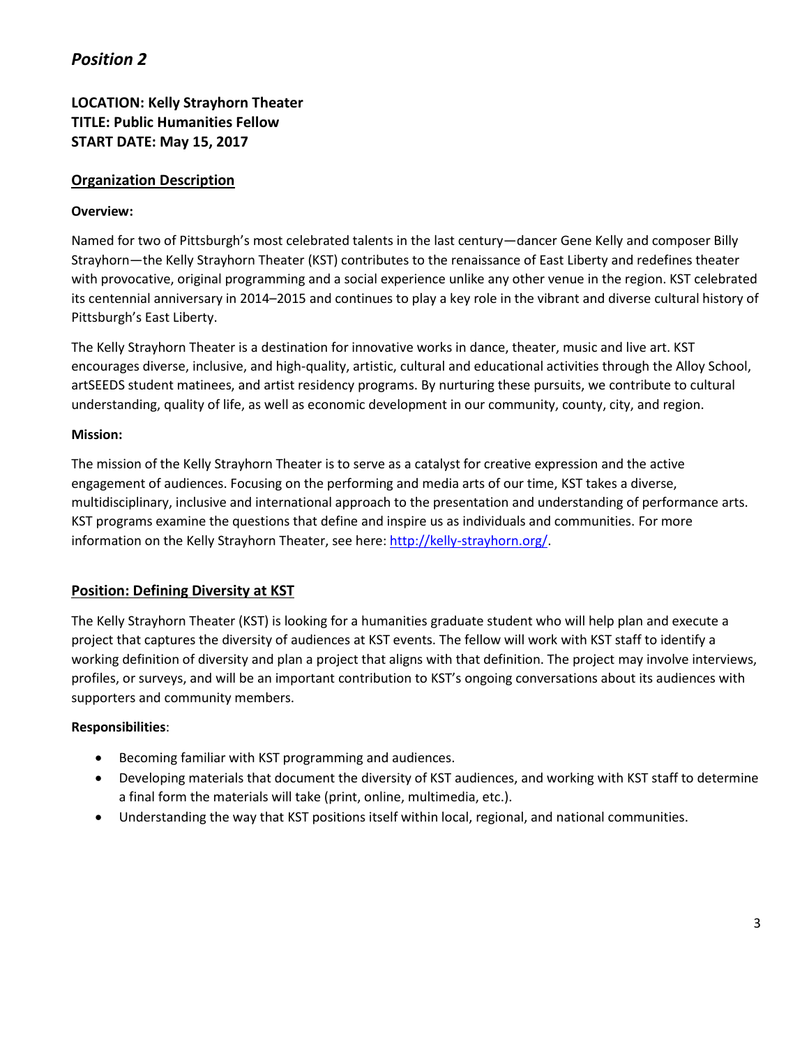# *Position 2*

**LOCATION: Kelly Strayhorn Theater**
**TITLE: Public Humanities Fellow**
**START DATE: May 15, 2017**

## Organization Description

**Overview:**

Named for two of Pittsburgh's most celebrated talents in the last century—dancer Gene Kelly and composer Billy Strayhorn—the Kelly Strayhorn Theater (KST) contributes to the renaissance of East Liberty and redefines theater with provocative, original programming and a social experience unlike any other venue in the region. KST celebrated its centennial anniversary in 2014–2015 and continues to play a key role in the vibrant and diverse cultural history of Pittsburgh's East Liberty.

The Kelly Strayhorn Theater is a destination for innovative works in dance, theater, music and live art. KST encourages diverse, inclusive, and high-quality, artistic, cultural and educational activities through the Alloy School, artSEEDS student matinees, and artist residency programs. By nurturing these pursuits, we contribute to cultural understanding, quality of life, as well as economic development in our community, county, city, and region.

**Mission:**

The mission of the Kelly Strayhorn Theater is to serve as a catalyst for creative expression and the active engagement of audiences. Focusing on the performing and media arts of our time, KST takes a diverse, multidisciplinary, inclusive and international approach to the presentation and understanding of performance arts. KST programs examine the questions that define and inspire us as individuals and communities. For more information on the Kelly Strayhorn Theater, see here: [http://kelly-strayhorn.org/](http://kelly-strayhorn.org/).

## Position: Defining Diversity at KST

The Kelly Strayhorn Theater (KST) is looking for a humanities graduate student who will help plan and execute a project that captures the diversity of audiences at KST events. The fellow will work with KST staff to identify a working definition of diversity and plan a project that aligns with that definition. The project may involve interviews, profiles, or surveys, and will be an important contribution to KST's ongoing conversations about its audiences with supporters and community members.

**Responsibilities**:

- Becoming familiar with KST programming and audiences.
- Developing materials that document the diversity of KST audiences, and working with KST staff to determine a final form the materials will take (print, online, multimedia, etc.).
- Understanding the way that KST positions itself within local, regional, and national communities.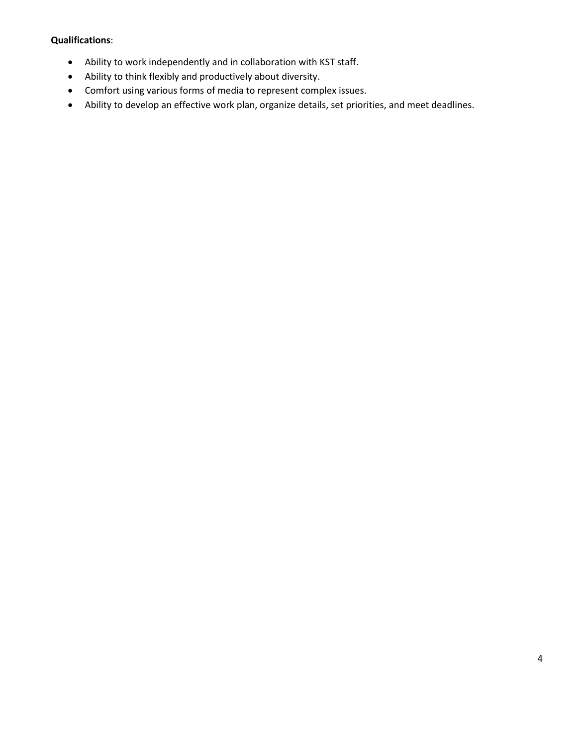**Qualifications**:

- Ability to work independently and in collaboration with KST staff.
- Ability to think flexibly and productively about diversity.
- Comfort using various forms of media to represent complex issues.
- Ability to develop an effective work plan, organize details, set priorities, and meet deadlines.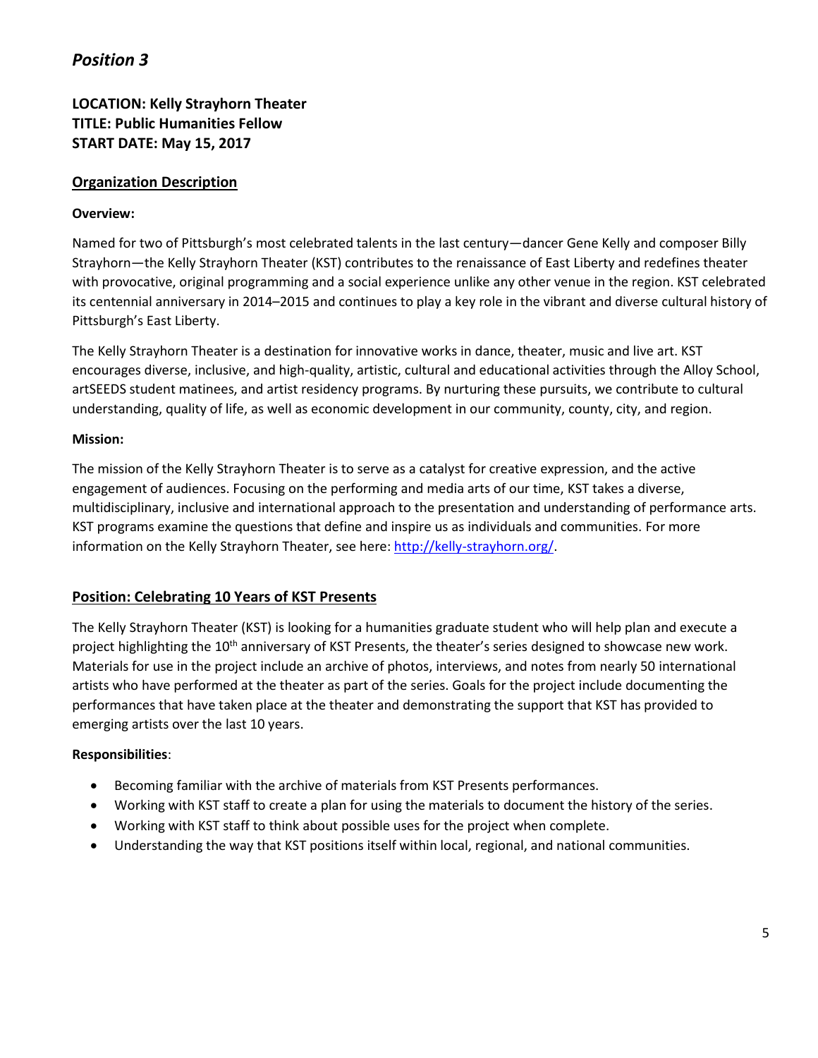## *Position 3*

**LOCATION: Kelly Strayhorn Theater**
**TITLE: Public Humanities Fellow**
**START DATE: May 15, 2017**

### Organization Description

**Overview:**

Named for two of Pittsburgh's most celebrated talents in the last century—dancer Gene Kelly and composer Billy Strayhorn—the Kelly Strayhorn Theater (KST) contributes to the renaissance of East Liberty and redefines theater with provocative, original programming and a social experience unlike any other venue in the region. KST celebrated its centennial anniversary in 2014–2015 and continues to play a key role in the vibrant and diverse cultural history of Pittsburgh's East Liberty.

The Kelly Strayhorn Theater is a destination for innovative works in dance, theater, music and live art. KST encourages diverse, inclusive, and high-quality, artistic, cultural and educational activities through the Alloy School, artSEEDS student matinees, and artist residency programs. By nurturing these pursuits, we contribute to cultural understanding, quality of life, as well as economic development in our community, county, city, and region.

**Mission:**

The mission of the Kelly Strayhorn Theater is to serve as a catalyst for creative expression, and the active engagement of audiences. Focusing on the performing and media arts of our time, KST takes a diverse, multidisciplinary, inclusive and international approach to the presentation and understanding of performance arts. KST programs examine the questions that define and inspire us as individuals and communities. For more information on the Kelly Strayhorn Theater, see here: [http://kelly-strayhorn.org/](http://kelly-strayhorn.org/).

### Position: Celebrating 10 Years of KST Presents

The Kelly Strayhorn Theater (KST) is looking for a humanities graduate student who will help plan and execute a project highlighting the 10th anniversary of KST Presents, the theater's series designed to showcase new work. Materials for use in the project include an archive of photos, interviews, and notes from nearly 50 international artists who have performed at the theater as part of the series. Goals for the project include documenting the performances that have taken place at the theater and demonstrating the support that KST has provided to emerging artists over the last 10 years.

**Responsibilities**:

- Becoming familiar with the archive of materials from KST Presents performances.
- Working with KST staff to create a plan for using the materials to document the history of the series.
- Working with KST staff to think about possible uses for the project when complete.
- Understanding the way that KST positions itself within local, regional, and national communities.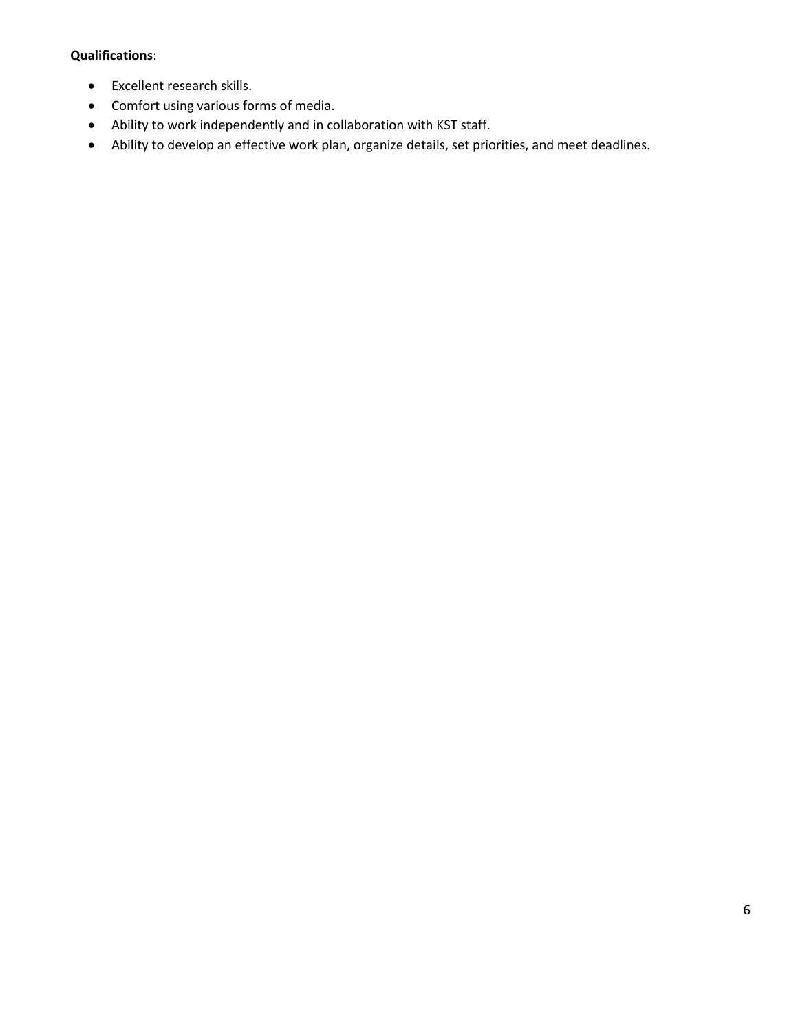**Qualifications**:

- Excellent research skills.
- Comfort using various forms of media.
- Ability to work independently and in collaboration with KST staff.
- Ability to develop an effective work plan, organize details, set priorities, and meet deadlines.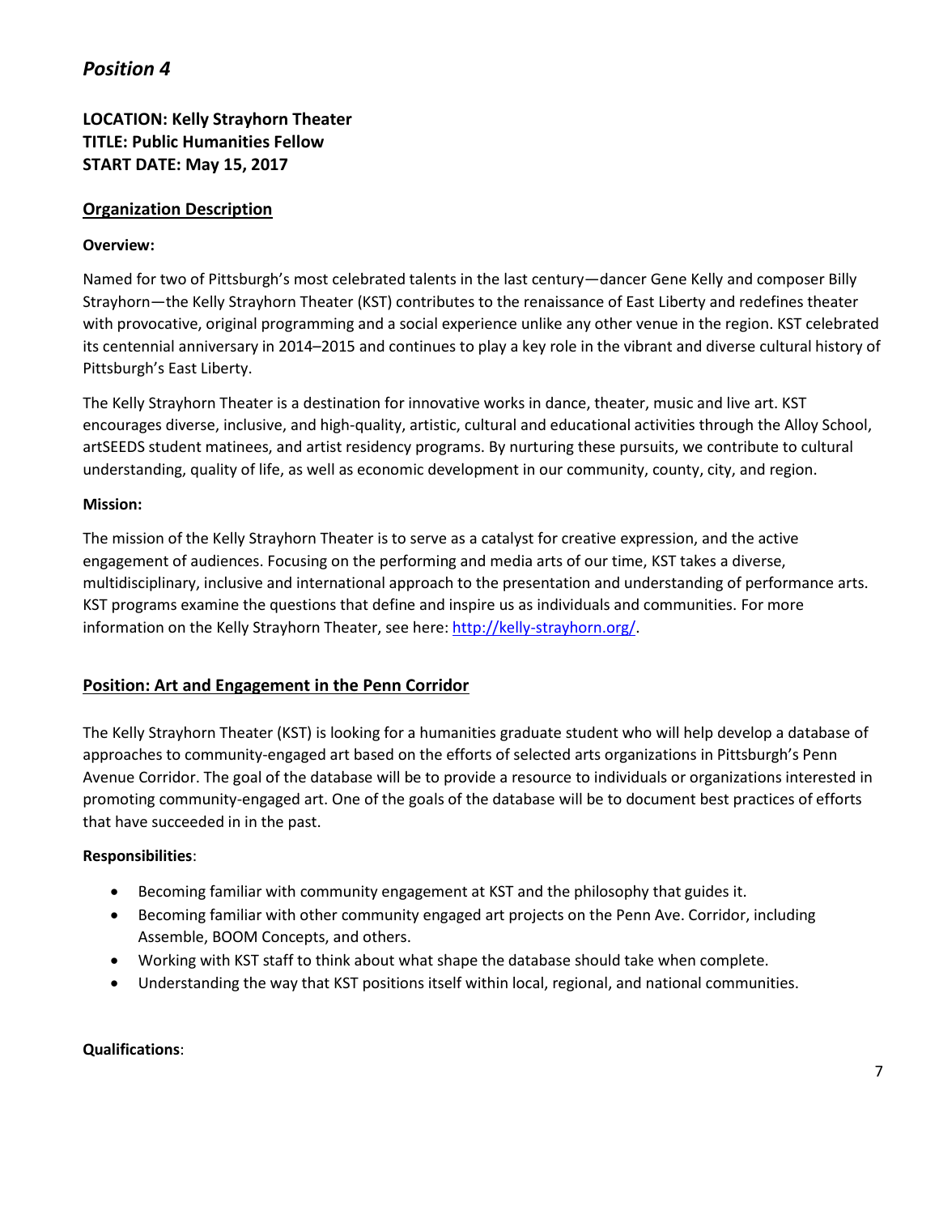## *Position 4*

**LOCATION: Kelly Strayhorn Theater**
**TITLE: Public Humanities Fellow**
**START DATE: May 15, 2017**

### Organization Description

**Overview:**

Named for two of Pittsburgh's most celebrated talents in the last century—dancer Gene Kelly and composer Billy Strayhorn—the Kelly Strayhorn Theater (KST) contributes to the renaissance of East Liberty and redefines theater with provocative, original programming and a social experience unlike any other venue in the region. KST celebrated its centennial anniversary in 2014–2015 and continues to play a key role in the vibrant and diverse cultural history of Pittsburgh's East Liberty.

The Kelly Strayhorn Theater is a destination for innovative works in dance, theater, music and live art. KST encourages diverse, inclusive, and high-quality, artistic, cultural and educational activities through the Alloy School, artSEEDS student matinees, and artist residency programs. By nurturing these pursuits, we contribute to cultural understanding, quality of life, as well as economic development in our community, county, city, and region.

**Mission:**

The mission of the Kelly Strayhorn Theater is to serve as a catalyst for creative expression, and the active engagement of audiences. Focusing on the performing and media arts of our time, KST takes a diverse, multidisciplinary, inclusive and international approach to the presentation and understanding of performance arts. KST programs examine the questions that define and inspire us as individuals and communities. For more information on the Kelly Strayhorn Theater, see here: [http://kelly-strayhorn.org/](http://kelly-strayhorn.org/).

### Position: Art and Engagement in the Penn Corridor

The Kelly Strayhorn Theater (KST) is looking for a humanities graduate student who will help develop a database of approaches to community-engaged art based on the efforts of selected arts organizations in Pittsburgh's Penn Avenue Corridor. The goal of the database will be to provide a resource to individuals or organizations interested in promoting community-engaged art. One of the goals of the database will be to document best practices of efforts that have succeeded in in the past.

**Responsibilities**:

- Becoming familiar with community engagement at KST and the philosophy that guides it.
- Becoming familiar with other community engaged art projects on the Penn Ave. Corridor, including Assemble, BOOM Concepts, and others.
- Working with KST staff to think about what shape the database should take when complete.
- Understanding the way that KST positions itself within local, regional, and national communities.

**Qualifications**: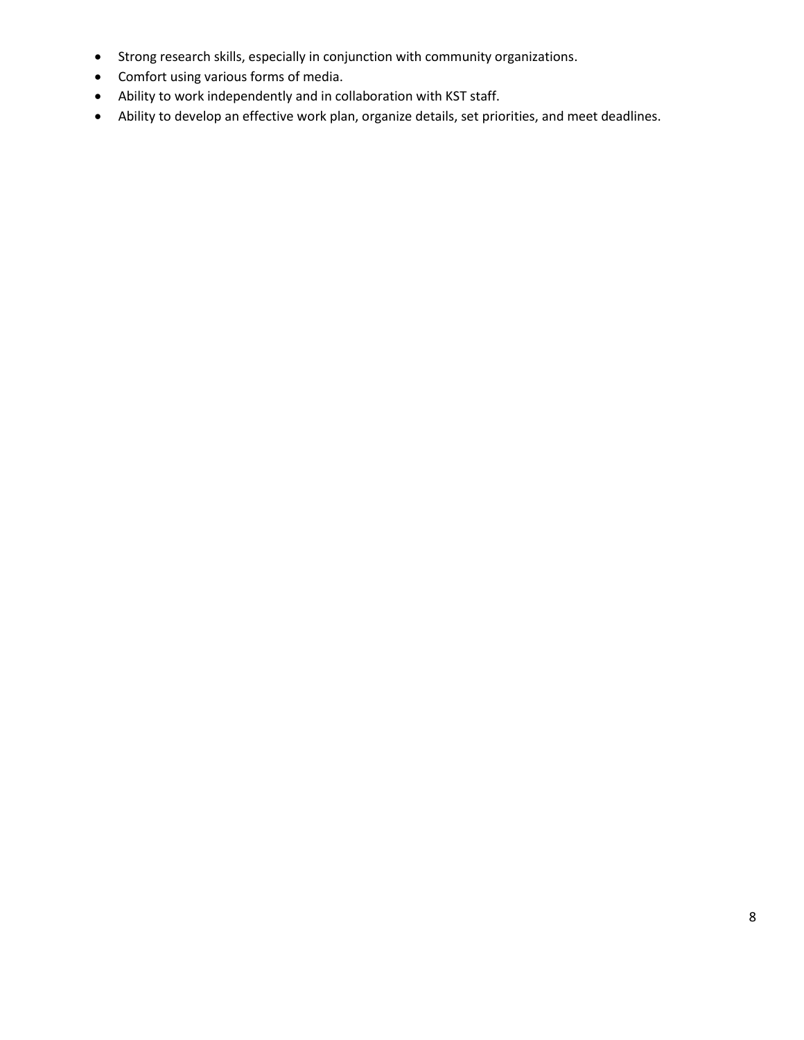- Strong research skills, especially in conjunction with community organizations.
- Comfort using various forms of media.
- Ability to work independently and in collaboration with KST staff.
- Ability to develop an effective work plan, organize details, set priorities, and meet deadlines.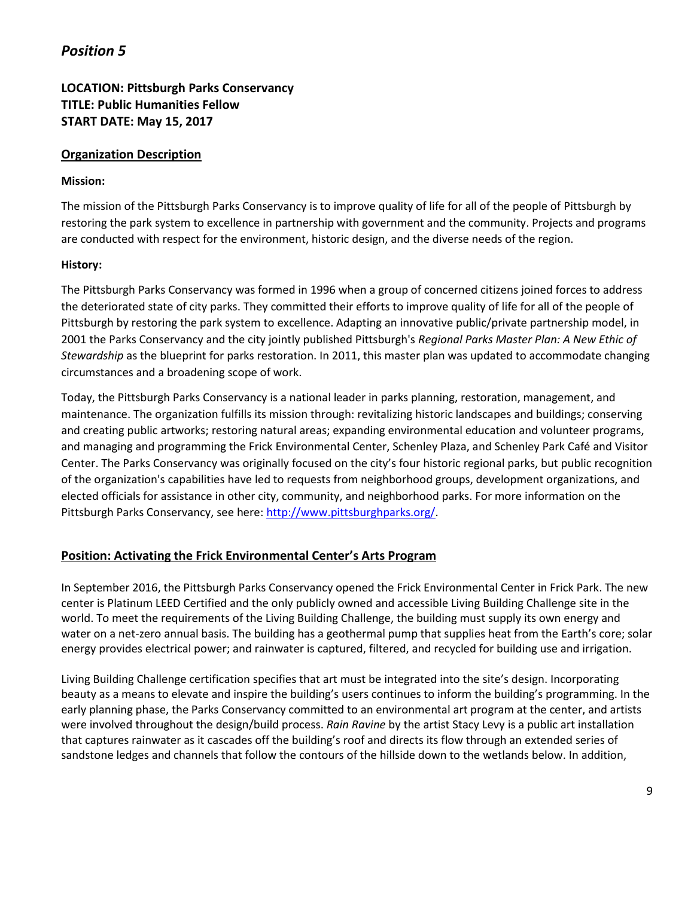## *Position 5*

**LOCATION: Pittsburgh Parks Conservancy**
**TITLE: Public Humanities Fellow**
**START DATE: May 15, 2017**

### Organization Description

**Mission:**

The mission of the Pittsburgh Parks Conservancy is to improve quality of life for all of the people of Pittsburgh by restoring the park system to excellence in partnership with government and the community. Projects and programs are conducted with respect for the environment, historic design, and the diverse needs of the region.

**History:**

The Pittsburgh Parks Conservancy was formed in 1996 when a group of concerned citizens joined forces to address the deteriorated state of city parks. They committed their efforts to improve quality of life for all of the people of Pittsburgh by restoring the park system to excellence. Adapting an innovative public/private partnership model, in 2001 the Parks Conservancy and the city jointly published Pittsburgh's *Regional Parks Master Plan: A New Ethic of Stewardship* as the blueprint for parks restoration. In 2011, this master plan was updated to accommodate changing circumstances and a broadening scope of work.

Today, the Pittsburgh Parks Conservancy is a national leader in parks planning, restoration, management, and maintenance. The organization fulfills its mission through: revitalizing historic landscapes and buildings; conserving and creating public artworks; restoring natural areas; expanding environmental education and volunteer programs, and managing and programming the Frick Environmental Center, Schenley Plaza, and Schenley Park Café and Visitor Center. The Parks Conservancy was originally focused on the city's four historic regional parks, but public recognition of the organization's capabilities have led to requests from neighborhood groups, development organizations, and elected officials for assistance in other city, community, and neighborhood parks. For more information on the Pittsburgh Parks Conservancy, see here: http://www.pittsburghparks.org/.

### Position: Activating the Frick Environmental Center's Arts Program

In September 2016, the Pittsburgh Parks Conservancy opened the Frick Environmental Center in Frick Park. The new center is Platinum LEED Certified and the only publicly owned and accessible Living Building Challenge site in the world. To meet the requirements of the Living Building Challenge, the building must supply its own energy and water on a net-zero annual basis. The building has a geothermal pump that supplies heat from the Earth's core; solar energy provides electrical power; and rainwater is captured, filtered, and recycled for building use and irrigation.

Living Building Challenge certification specifies that art must be integrated into the site's design. Incorporating beauty as a means to elevate and inspire the building's users continues to inform the building's programming. In the early planning phase, the Parks Conservancy committed to an environmental art program at the center, and artists were involved throughout the design/build process. *Rain Ravine* by the artist Stacy Levy is a public art installation that captures rainwater as it cascades off the building's roof and directs its flow through an extended series of sandstone ledges and channels that follow the contours of the hillside down to the wetlands below. In addition,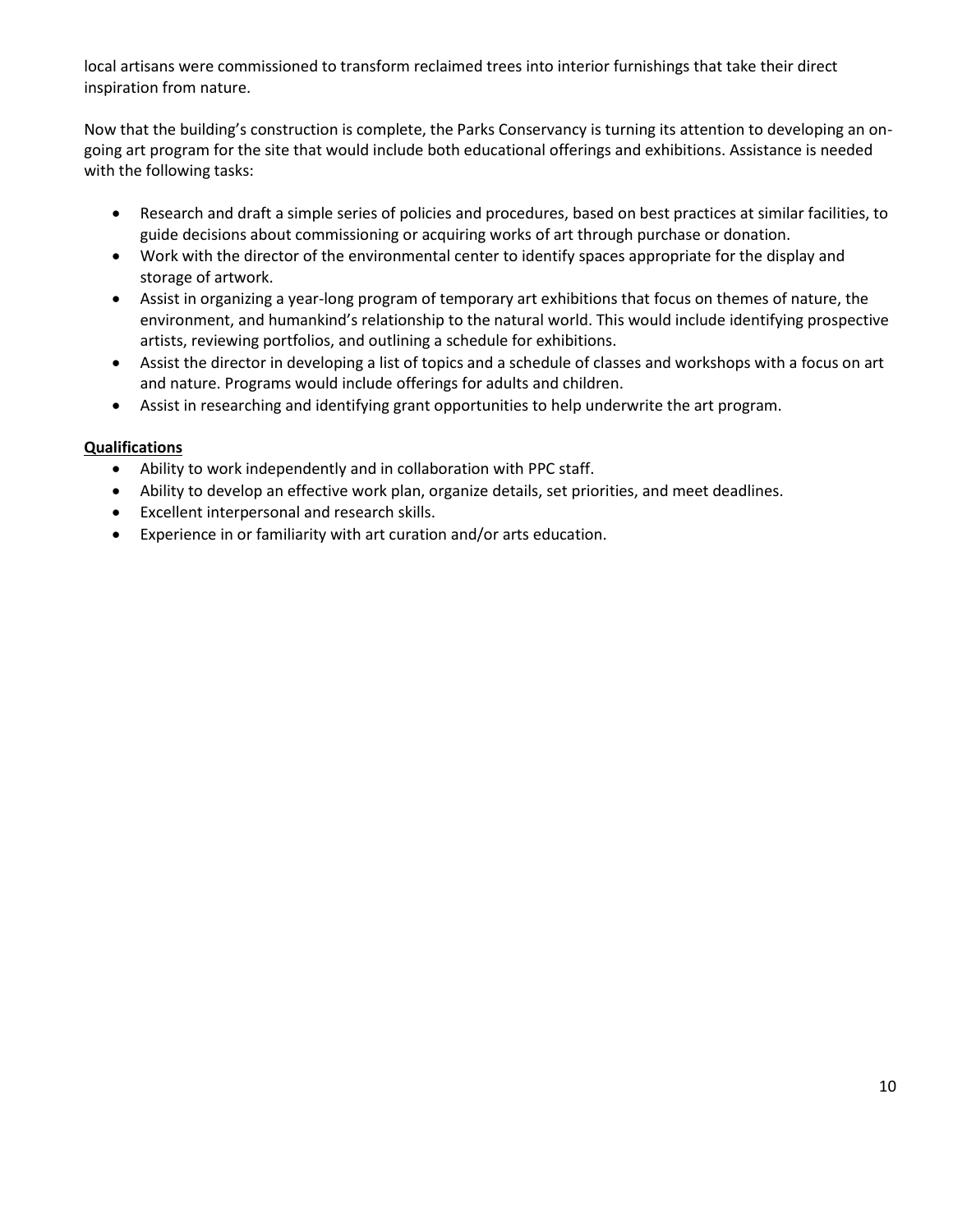local artisans were commissioned to transform reclaimed trees into interior furnishings that take their direct inspiration from nature.

Now that the building's construction is complete, the Parks Conservancy is turning its attention to developing an on-going art program for the site that would include both educational offerings and exhibitions. Assistance is needed with the following tasks:

- Research and draft a simple series of policies and procedures, based on best practices at similar facilities, to guide decisions about commissioning or acquiring works of art through purchase or donation.
- Work with the director of the environmental center to identify spaces appropriate for the display and storage of artwork.
- Assist in organizing a year-long program of temporary art exhibitions that focus on themes of nature, the environment, and humankind's relationship to the natural world. This would include identifying prospective artists, reviewing portfolios, and outlining a schedule for exhibitions.
- Assist the director in developing a list of topics and a schedule of classes and workshops with a focus on art and nature. Programs would include offerings for adults and children.
- Assist in researching and identifying grant opportunities to help underwrite the art program.

**Qualifications**

- Ability to work independently and in collaboration with PPC staff.
- Ability to develop an effective work plan, organize details, set priorities, and meet deadlines.
- Excellent interpersonal and research skills.
- Experience in or familiarity with art curation and/or arts education.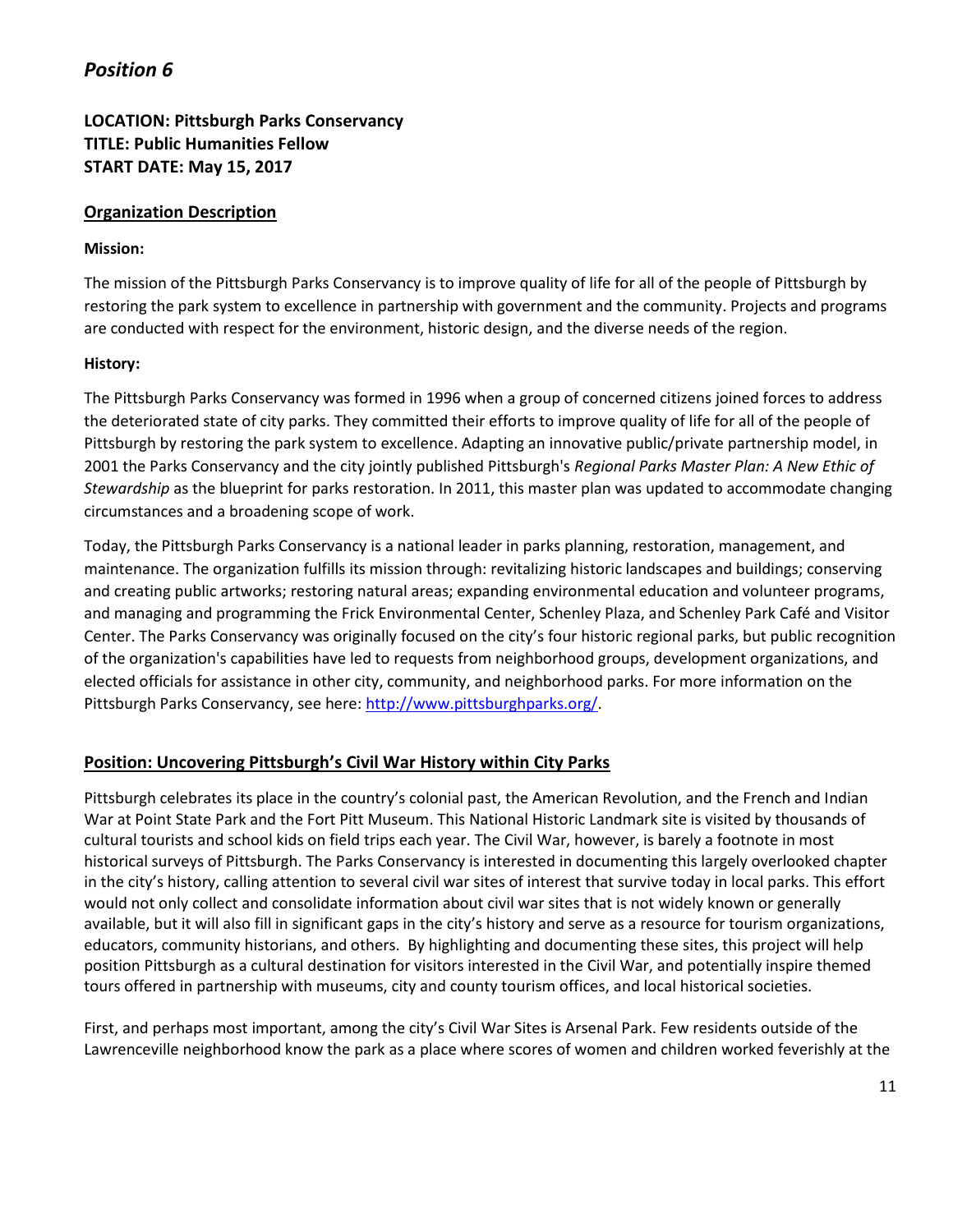## *Position 6*

**LOCATION: Pittsburgh Parks Conservancy**
**TITLE: Public Humanities Fellow**
**START DATE: May 15, 2017**

### Organization Description

**Mission:**

The mission of the Pittsburgh Parks Conservancy is to improve quality of life for all of the people of Pittsburgh by restoring the park system to excellence in partnership with government and the community. Projects and programs are conducted with respect for the environment, historic design, and the diverse needs of the region.

**History:**

The Pittsburgh Parks Conservancy was formed in 1996 when a group of concerned citizens joined forces to address the deteriorated state of city parks. They committed their efforts to improve quality of life for all of the people of Pittsburgh by restoring the park system to excellence. Adapting an innovative public/private partnership model, in 2001 the Parks Conservancy and the city jointly published Pittsburgh's *Regional Parks Master Plan: A New Ethic of Stewardship* as the blueprint for parks restoration. In 2011, this master plan was updated to accommodate changing circumstances and a broadening scope of work.

Today, the Pittsburgh Parks Conservancy is a national leader in parks planning, restoration, management, and maintenance. The organization fulfills its mission through: revitalizing historic landscapes and buildings; conserving and creating public artworks; restoring natural areas; expanding environmental education and volunteer programs, and managing and programming the Frick Environmental Center, Schenley Plaza, and Schenley Park Café and Visitor Center. The Parks Conservancy was originally focused on the city's four historic regional parks, but public recognition of the organization's capabilities have led to requests from neighborhood groups, development organizations, and elected officials for assistance in other city, community, and neighborhood parks. For more information on the Pittsburgh Parks Conservancy, see here: http://www.pittsburghparks.org/.

### Position: Uncovering Pittsburgh's Civil War History within City Parks

Pittsburgh celebrates its place in the country's colonial past, the American Revolution, and the French and Indian War at Point State Park and the Fort Pitt Museum. This National Historic Landmark site is visited by thousands of cultural tourists and school kids on field trips each year. The Civil War, however, is barely a footnote in most historical surveys of Pittsburgh. The Parks Conservancy is interested in documenting this largely overlooked chapter in the city's history, calling attention to several civil war sites of interest that survive today in local parks. This effort would not only collect and consolidate information about civil war sites that is not widely known or generally available, but it will also fill in significant gaps in the city's history and serve as a resource for tourism organizations, educators, community historians, and others. By highlighting and documenting these sites, this project will help position Pittsburgh as a cultural destination for visitors interested in the Civil War, and potentially inspire themed tours offered in partnership with museums, city and county tourism offices, and local historical societies.

First, and perhaps most important, among the city's Civil War Sites is Arsenal Park. Few residents outside of the Lawrenceville neighborhood know the park as a place where scores of women and children worked feverishly at the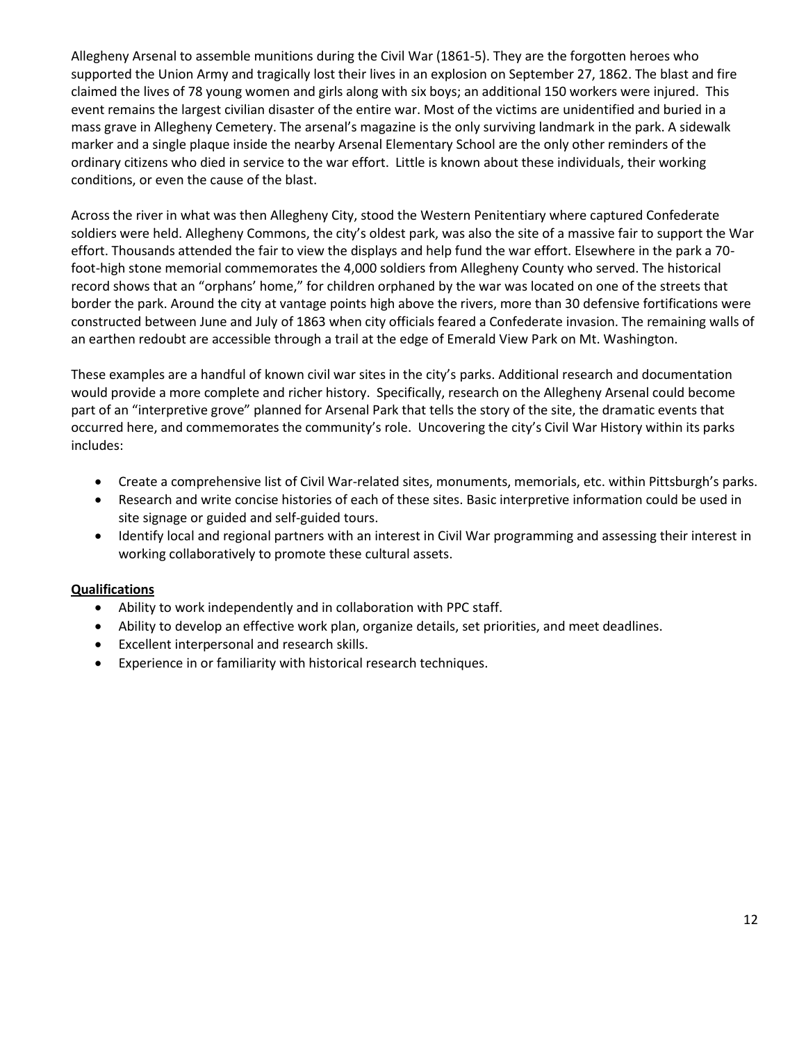Allegheny Arsenal to assemble munitions during the Civil War (1861-5). They are the forgotten heroes who supported the Union Army and tragically lost their lives in an explosion on September 27, 1862. The blast and fire claimed the lives of 78 young women and girls along with six boys; an additional 150 workers were injured. This event remains the largest civilian disaster of the entire war. Most of the victims are unidentified and buried in a mass grave in Allegheny Cemetery. The arsenal's magazine is the only surviving landmark in the park. A sidewalk marker and a single plaque inside the nearby Arsenal Elementary School are the only other reminders of the ordinary citizens who died in service to the war effort. Little is known about these individuals, their working conditions, or even the cause of the blast.

Across the river in what was then Allegheny City, stood the Western Penitentiary where captured Confederate soldiers were held. Allegheny Commons, the city's oldest park, was also the site of a massive fair to support the War effort. Thousands attended the fair to view the displays and help fund the war effort. Elsewhere in the park a 70-foot-high stone memorial commemorates the 4,000 soldiers from Allegheny County who served. The historical record shows that an "orphans' home," for children orphaned by the war was located on one of the streets that border the park. Around the city at vantage points high above the rivers, more than 30 defensive fortifications were constructed between June and July of 1863 when city officials feared a Confederate invasion. The remaining walls of an earthen redoubt are accessible through a trail at the edge of Emerald View Park on Mt. Washington.

These examples are a handful of known civil war sites in the city's parks. Additional research and documentation would provide a more complete and richer history. Specifically, research on the Allegheny Arsenal could become part of an "interpretive grove" planned for Arsenal Park that tells the story of the site, the dramatic events that occurred here, and commemorates the community's role. Uncovering the city's Civil War History within its parks includes:

- Create a comprehensive list of Civil War-related sites, monuments, memorials, etc. within Pittsburgh's parks.
- Research and write concise histories of each of these sites. Basic interpretive information could be used in site signage or guided and self-guided tours.
- Identify local and regional partners with an interest in Civil War programming and assessing their interest in working collaboratively to promote these cultural assets.

**Qualifications**

- Ability to work independently and in collaboration with PPC staff.
- Ability to develop an effective work plan, organize details, set priorities, and meet deadlines.
- Excellent interpersonal and research skills.
- Experience in or familiarity with historical research techniques.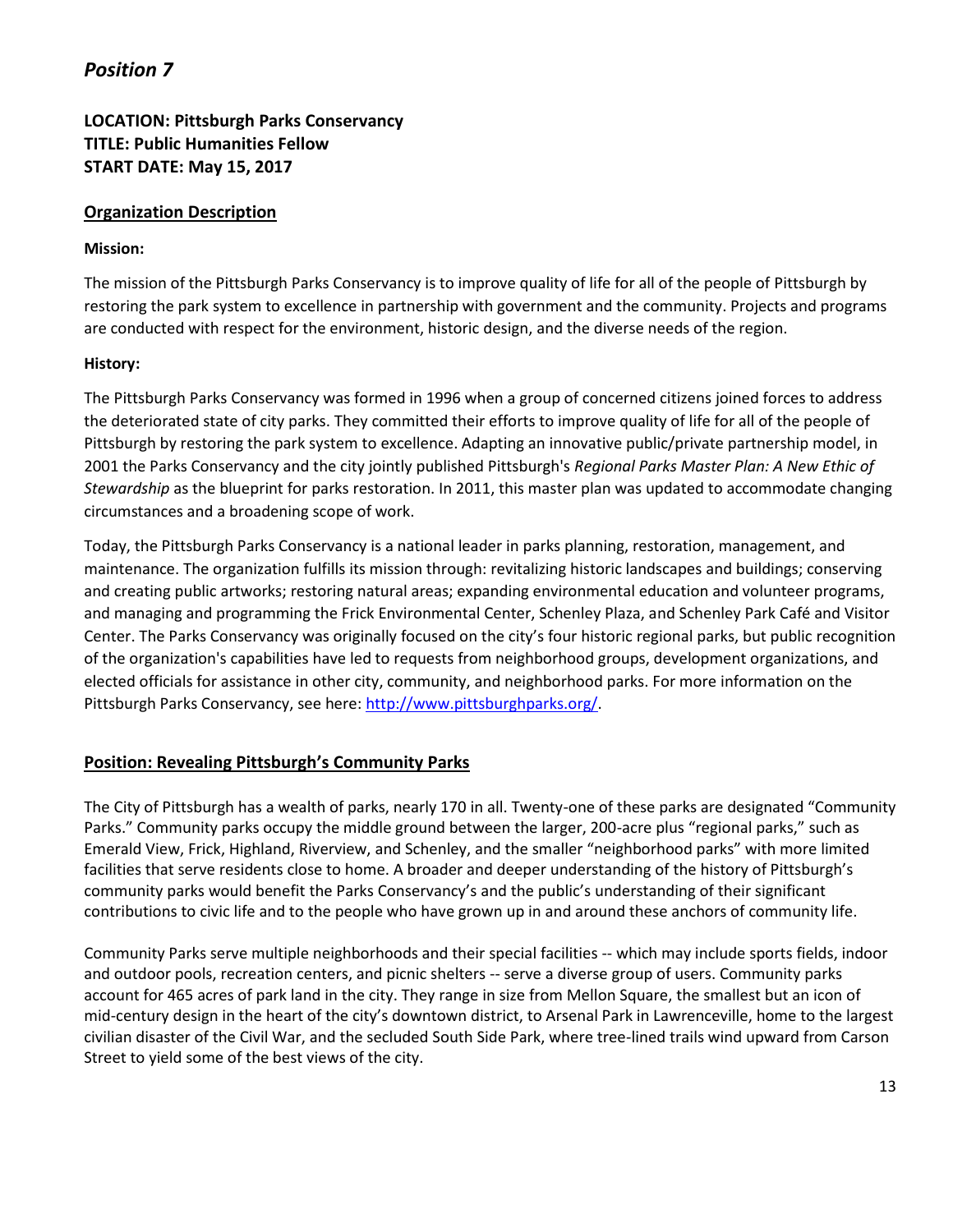# *Position 7*

**LOCATION: Pittsburgh Parks Conservancy**
**TITLE: Public Humanities Fellow**
**START DATE: May 15, 2017**

## Organization Description

**Mission:**

The mission of the Pittsburgh Parks Conservancy is to improve quality of life for all of the people of Pittsburgh by restoring the park system to excellence in partnership with government and the community. Projects and programs are conducted with respect for the environment, historic design, and the diverse needs of the region.

**History:**

The Pittsburgh Parks Conservancy was formed in 1996 when a group of concerned citizens joined forces to address the deteriorated state of city parks. They committed their efforts to improve quality of life for all of the people of Pittsburgh by restoring the park system to excellence. Adapting an innovative public/private partnership model, in 2001 the Parks Conservancy and the city jointly published Pittsburgh's *Regional Parks Master Plan: A New Ethic of Stewardship* as the blueprint for parks restoration. In 2011, this master plan was updated to accommodate changing circumstances and a broadening scope of work.

Today, the Pittsburgh Parks Conservancy is a national leader in parks planning, restoration, management, and maintenance. The organization fulfills its mission through: revitalizing historic landscapes and buildings; conserving and creating public artworks; restoring natural areas; expanding environmental education and volunteer programs, and managing and programming the Frick Environmental Center, Schenley Plaza, and Schenley Park Café and Visitor Center. The Parks Conservancy was originally focused on the city's four historic regional parks, but public recognition of the organization's capabilities have led to requests from neighborhood groups, development organizations, and elected officials for assistance in other city, community, and neighborhood parks. For more information on the Pittsburgh Parks Conservancy, see here: [http://www.pittsburghparks.org/](http://www.pittsburghparks.org/).

## Position: Revealing Pittsburgh's Community Parks

The City of Pittsburgh has a wealth of parks, nearly 170 in all. Twenty-one of these parks are designated "Community Parks." Community parks occupy the middle ground between the larger, 200-acre plus "regional parks," such as Emerald View, Frick, Highland, Riverview, and Schenley, and the smaller "neighborhood parks" with more limited facilities that serve residents close to home. A broader and deeper understanding of the history of Pittsburgh's community parks would benefit the Parks Conservancy's and the public's understanding of their significant contributions to civic life and to the people who have grown up in and around these anchors of community life.

Community Parks serve multiple neighborhoods and their special facilities -- which may include sports fields, indoor and outdoor pools, recreation centers, and picnic shelters -- serve a diverse group of users. Community parks account for 465 acres of park land in the city. They range in size from Mellon Square, the smallest but an icon of mid-century design in the heart of the city's downtown district, to Arsenal Park in Lawrenceville, home to the largest civilian disaster of the Civil War, and the secluded South Side Park, where tree-lined trails wind upward from Carson Street to yield some of the best views of the city.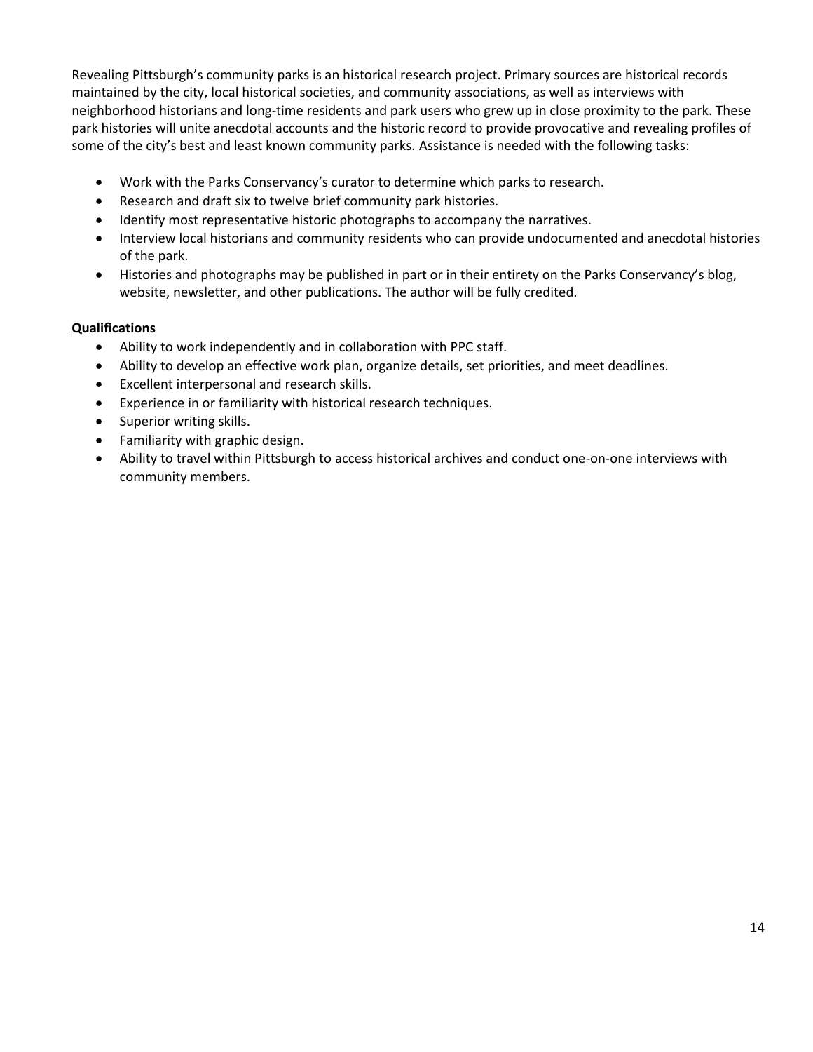Revealing Pittsburgh's community parks is an historical research project. Primary sources are historical records maintained by the city, local historical societies, and community associations, as well as interviews with neighborhood historians and long-time residents and park users who grew up in close proximity to the park. These park histories will unite anecdotal accounts and the historic record to provide provocative and revealing profiles of some of the city's best and least known community parks. Assistance is needed with the following tasks:

- Work with the Parks Conservancy's curator to determine which parks to research.
- Research and draft six to twelve brief community park histories.
- Identify most representative historic photographs to accompany the narratives.
- Interview local historians and community residents who can provide undocumented and anecdotal histories of the park.
- Histories and photographs may be published in part or in their entirety on the Parks Conservancy's blog, website, newsletter, and other publications. The author will be fully credited.

**Qualifications**

- Ability to work independently and in collaboration with PPC staff.
- Ability to develop an effective work plan, organize details, set priorities, and meet deadlines.
- Excellent interpersonal and research skills.
- Experience in or familiarity with historical research techniques.
- Superior writing skills.
- Familiarity with graphic design.
- Ability to travel within Pittsburgh to access historical archives and conduct one-on-one interviews with community members.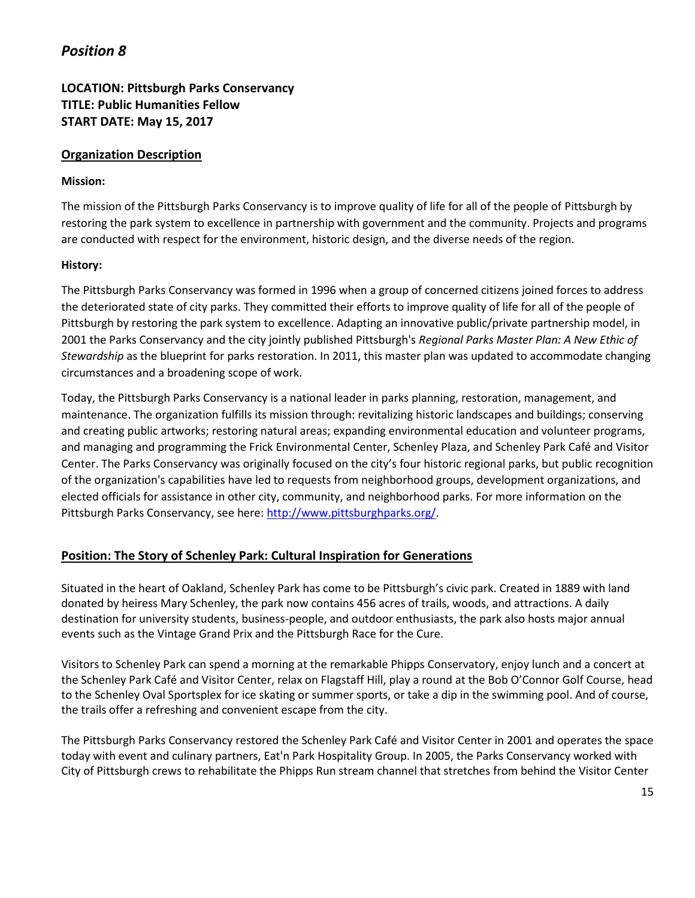## *Position 8*

**LOCATION: Pittsburgh Parks Conservancy**
**TITLE: Public Humanities Fellow**
**START DATE: May 15, 2017**

### Organization Description

**Mission:**

The mission of the Pittsburgh Parks Conservancy is to improve quality of life for all of the people of Pittsburgh by restoring the park system to excellence in partnership with government and the community. Projects and programs are conducted with respect for the environment, historic design, and the diverse needs of the region.

**History:**

The Pittsburgh Parks Conservancy was formed in 1996 when a group of concerned citizens joined forces to address the deteriorated state of city parks. They committed their efforts to improve quality of life for all of the people of Pittsburgh by restoring the park system to excellence. Adapting an innovative public/private partnership model, in 2001 the Parks Conservancy and the city jointly published Pittsburgh's *Regional Parks Master Plan: A New Ethic of Stewardship* as the blueprint for parks restoration. In 2011, this master plan was updated to accommodate changing circumstances and a broadening scope of work.

Today, the Pittsburgh Parks Conservancy is a national leader in parks planning, restoration, management, and maintenance. The organization fulfills its mission through: revitalizing historic landscapes and buildings; conserving and creating public artworks; restoring natural areas; expanding environmental education and volunteer programs, and managing and programming the Frick Environmental Center, Schenley Plaza, and Schenley Park Café and Visitor Center. The Parks Conservancy was originally focused on the city's four historic regional parks, but public recognition of the organization's capabilities have led to requests from neighborhood groups, development organizations, and elected officials for assistance in other city, community, and neighborhood parks. For more information on the Pittsburgh Parks Conservancy, see here: http://www.pittsburghparks.org/.

### Position: The Story of Schenley Park: Cultural Inspiration for Generations

Situated in the heart of Oakland, Schenley Park has come to be Pittsburgh's civic park. Created in 1889 with land donated by heiress Mary Schenley, the park now contains 456 acres of trails, woods, and attractions. A daily destination for university students, business-people, and outdoor enthusiasts, the park also hosts major annual events such as the Vintage Grand Prix and the Pittsburgh Race for the Cure.

Visitors to Schenley Park can spend a morning at the remarkable Phipps Conservatory, enjoy lunch and a concert at the Schenley Park Café and Visitor Center, relax on Flagstaff Hill, play a round at the Bob O'Connor Golf Course, head to the Schenley Oval Sportsplex for ice skating or summer sports, or take a dip in the swimming pool. And of course, the trails offer a refreshing and convenient escape from the city.

The Pittsburgh Parks Conservancy restored the Schenley Park Café and Visitor Center in 2001 and operates the space today with event and culinary partners, Eat'n Park Hospitality Group. In 2005, the Parks Conservancy worked with City of Pittsburgh crews to rehabilitate the Phipps Run stream channel that stretches from behind the Visitor Center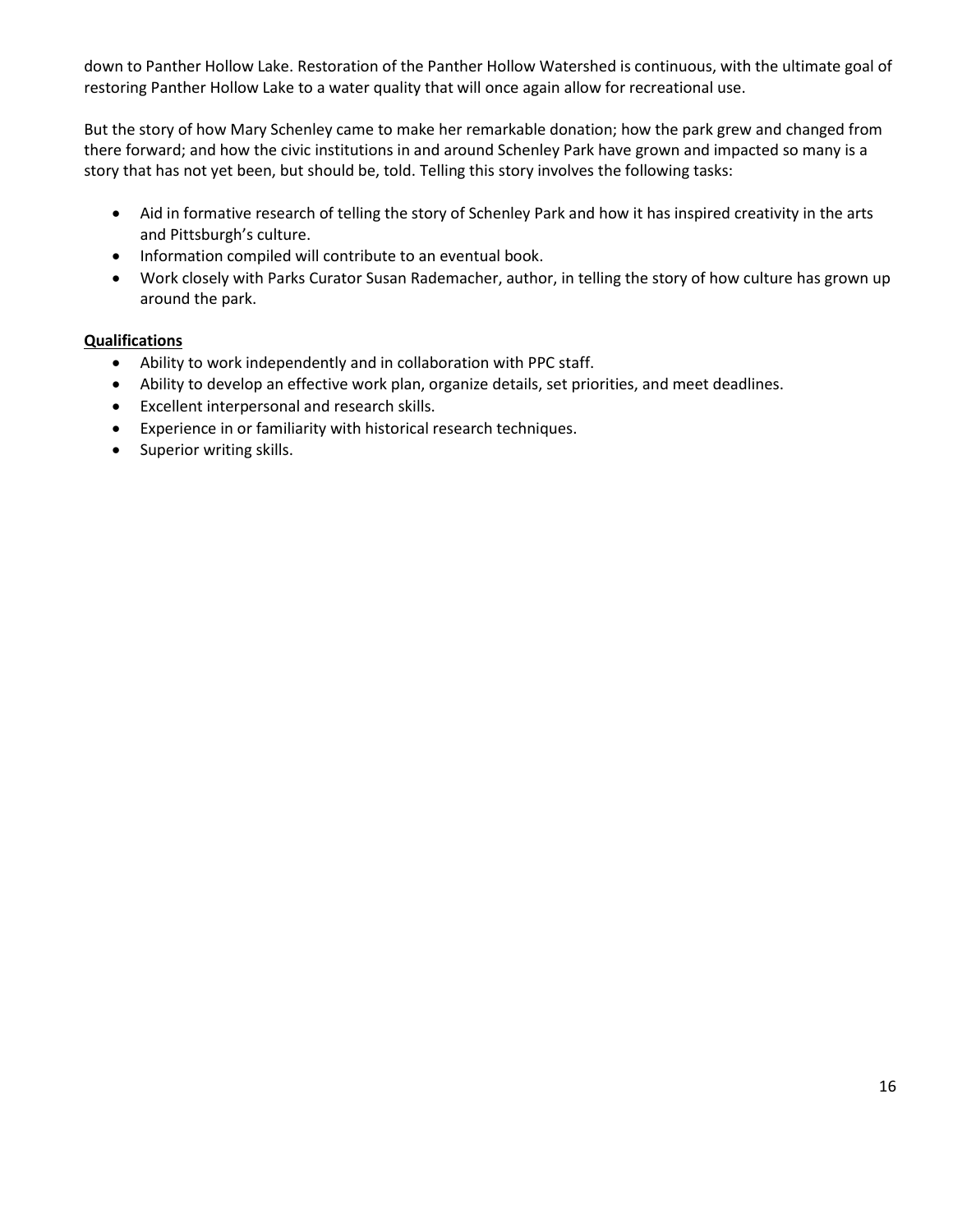down to Panther Hollow Lake. Restoration of the Panther Hollow Watershed is continuous, with the ultimate goal of restoring Panther Hollow Lake to a water quality that will once again allow for recreational use.

But the story of how Mary Schenley came to make her remarkable donation; how the park grew and changed from there forward; and how the civic institutions in and around Schenley Park have grown and impacted so many is a story that has not yet been, but should be, told. Telling this story involves the following tasks:

- Aid in formative research of telling the story of Schenley Park and how it has inspired creativity in the arts and Pittsburgh's culture.
- Information compiled will contribute to an eventual book.
- Work closely with Parks Curator Susan Rademacher, author, in telling the story of how culture has grown up around the park.

**Qualifications**

- Ability to work independently and in collaboration with PPC staff.
- Ability to develop an effective work plan, organize details, set priorities, and meet deadlines.
- Excellent interpersonal and research skills.
- Experience in or familiarity with historical research techniques.
- Superior writing skills.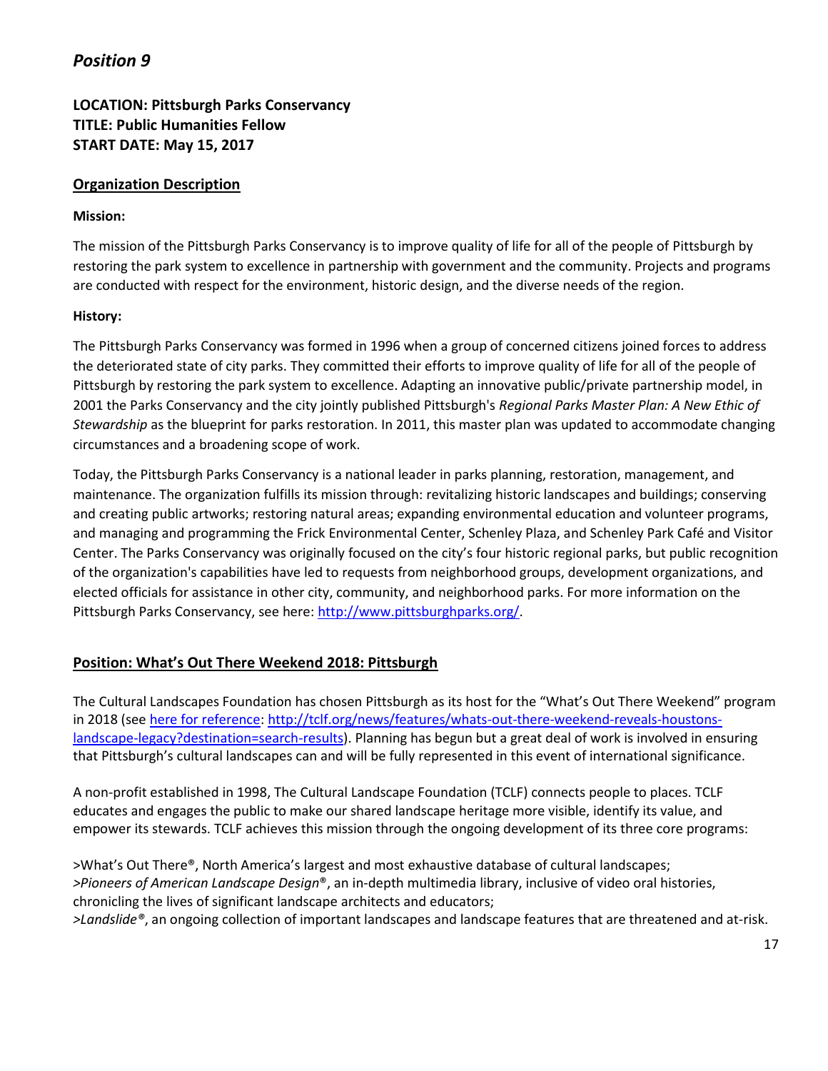## *Position 9*

**LOCATION: Pittsburgh Parks Conservancy**
**TITLE: Public Humanities Fellow**
**START DATE: May 15, 2017**

### Organization Description

**Mission:**

The mission of the Pittsburgh Parks Conservancy is to improve quality of life for all of the people of Pittsburgh by restoring the park system to excellence in partnership with government and the community. Projects and programs are conducted with respect for the environment, historic design, and the diverse needs of the region.

**History:**

The Pittsburgh Parks Conservancy was formed in 1996 when a group of concerned citizens joined forces to address the deteriorated state of city parks. They committed their efforts to improve quality of life for all of the people of Pittsburgh by restoring the park system to excellence. Adapting an innovative public/private partnership model, in 2001 the Parks Conservancy and the city jointly published Pittsburgh's *Regional Parks Master Plan: A New Ethic of Stewardship* as the blueprint for parks restoration. In 2011, this master plan was updated to accommodate changing circumstances and a broadening scope of work.

Today, the Pittsburgh Parks Conservancy is a national leader in parks planning, restoration, management, and maintenance. The organization fulfills its mission through: revitalizing historic landscapes and buildings; conserving and creating public artworks; restoring natural areas; expanding environmental education and volunteer programs, and managing and programming the Frick Environmental Center, Schenley Plaza, and Schenley Park Café and Visitor Center. The Parks Conservancy was originally focused on the city's four historic regional parks, but public recognition of the organization's capabilities have led to requests from neighborhood groups, development organizations, and elected officials for assistance in other city, community, and neighborhood parks. For more information on the Pittsburgh Parks Conservancy, see here: [http://www.pittsburghparks.org/](http://www.pittsburghparks.org/).

### Position: What's Out There Weekend 2018: Pittsburgh

The Cultural Landscapes Foundation has chosen Pittsburgh as its host for the "What's Out There Weekend" program in 2018 (see here for reference: [http://tclf.org/news/features/whats-out-there-weekend-reveals-houstons-landscape-legacy?destination=search-results](http://tclf.org/news/features/whats-out-there-weekend-reveals-houstons-landscape-legacy?destination=search-results)). Planning has begun but a great deal of work is involved in ensuring that Pittsburgh's cultural landscapes can and will be fully represented in this event of international significance.

A non-profit established in 1998, The Cultural Landscape Foundation (TCLF) connects people to places. TCLF educates and engages the public to make our shared landscape heritage more visible, identify its value, and empower its stewards. TCLF achieves this mission through the ongoing development of its three core programs:

>What's Out There®, North America's largest and most exhaustive database of cultural landscapes;
>*Pioneers of American Landscape Design*®, an in-depth multimedia library, inclusive of video oral histories, chronicling the lives of significant landscape architects and educators;
>*Landslide®*, an ongoing collection of important landscapes and landscape features that are threatened and at-risk.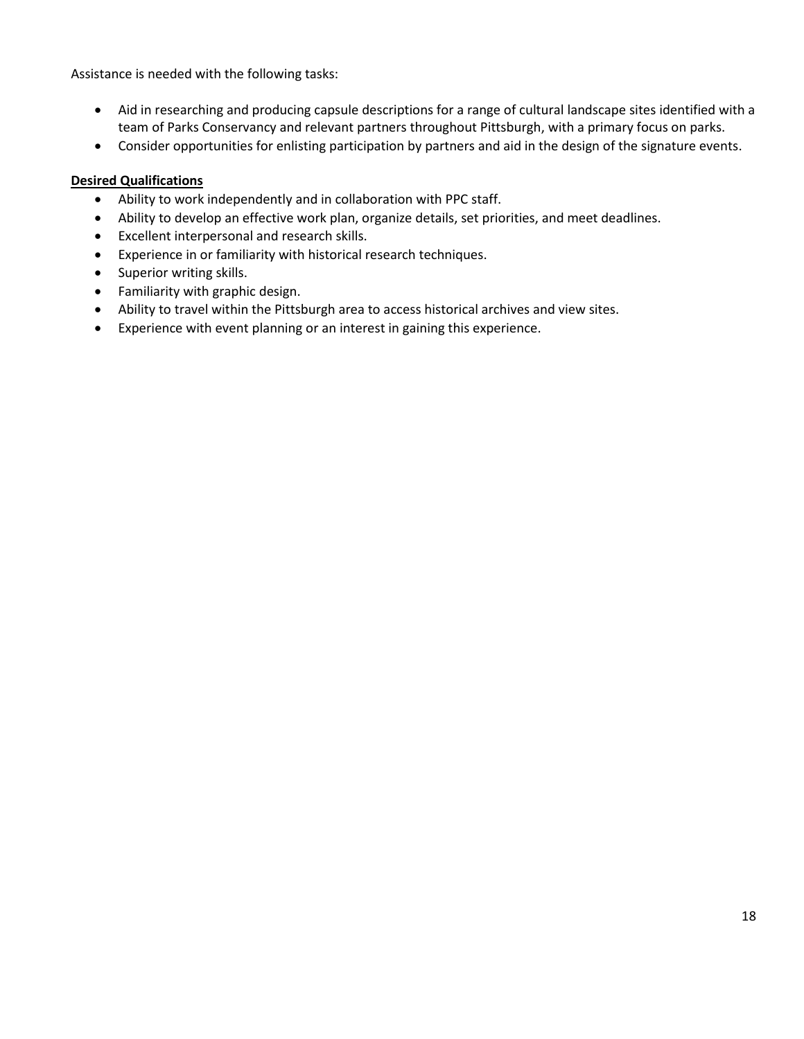Assistance is needed with the following tasks:

- Aid in researching and producing capsule descriptions for a range of cultural landscape sites identified with a team of Parks Conservancy and relevant partners throughout Pittsburgh, with a primary focus on parks.
- Consider opportunities for enlisting participation by partners and aid in the design of the signature events.

**Desired Qualifications**

- Ability to work independently and in collaboration with PPC staff.
- Ability to develop an effective work plan, organize details, set priorities, and meet deadlines.
- Excellent interpersonal and research skills.
- Experience in or familiarity with historical research techniques.
- Superior writing skills.
- Familiarity with graphic design.
- Ability to travel within the Pittsburgh area to access historical archives and view sites.
- Experience with event planning or an interest in gaining this experience.